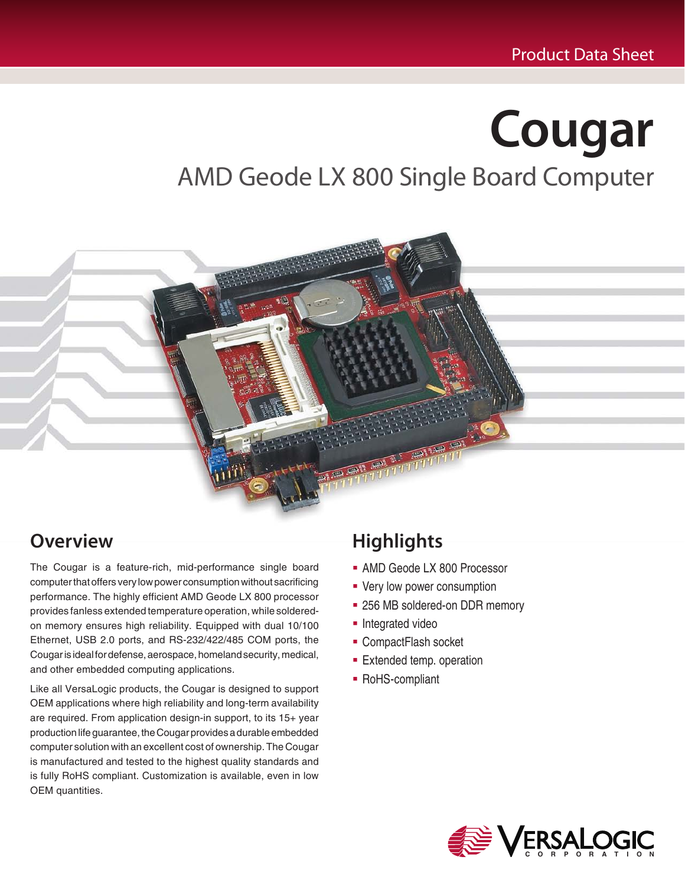Product Data Sheet

# Cougar

## AMD Geode LX 800 Single Board Computer

## Overview

The Cougar is a feature-rich, mid-performance single board computer that offers very low power consumption without sacrificing performance. The highly efficient AMD Geode LX 800 processor provides fanless extended temperature operation, while soldered-on memory ensures high reliability. Equipped with dual 10/100 Ethernet, USB 2.0 ports, and RS-232/422/485 COM ports, the Cougar is ideal for defense, aerospace, homeland security, medical, and other embedded computing applications.

Like all VersaLogic products, the Cougar is designed to support OEM applications where high reliability and long-term availability are required. From application design-in support, to its 15+ year production life guarantee, the Cougar provides a durable embedded computer solution with an excellent cost of ownership. The Cougar is manufactured and tested to the highest quality standards and is fully RoHS compliant. Customization is available, even in low OEM quantities.

## Highlights

- AMD Geode LX 800 Processor
- Very low power consumption
- 256 MB soldered-on DDR memory
- Integrated video
- CompactFlash socket
- Extended temp. operation
- RoHS-compliant

VersaLogic Corporation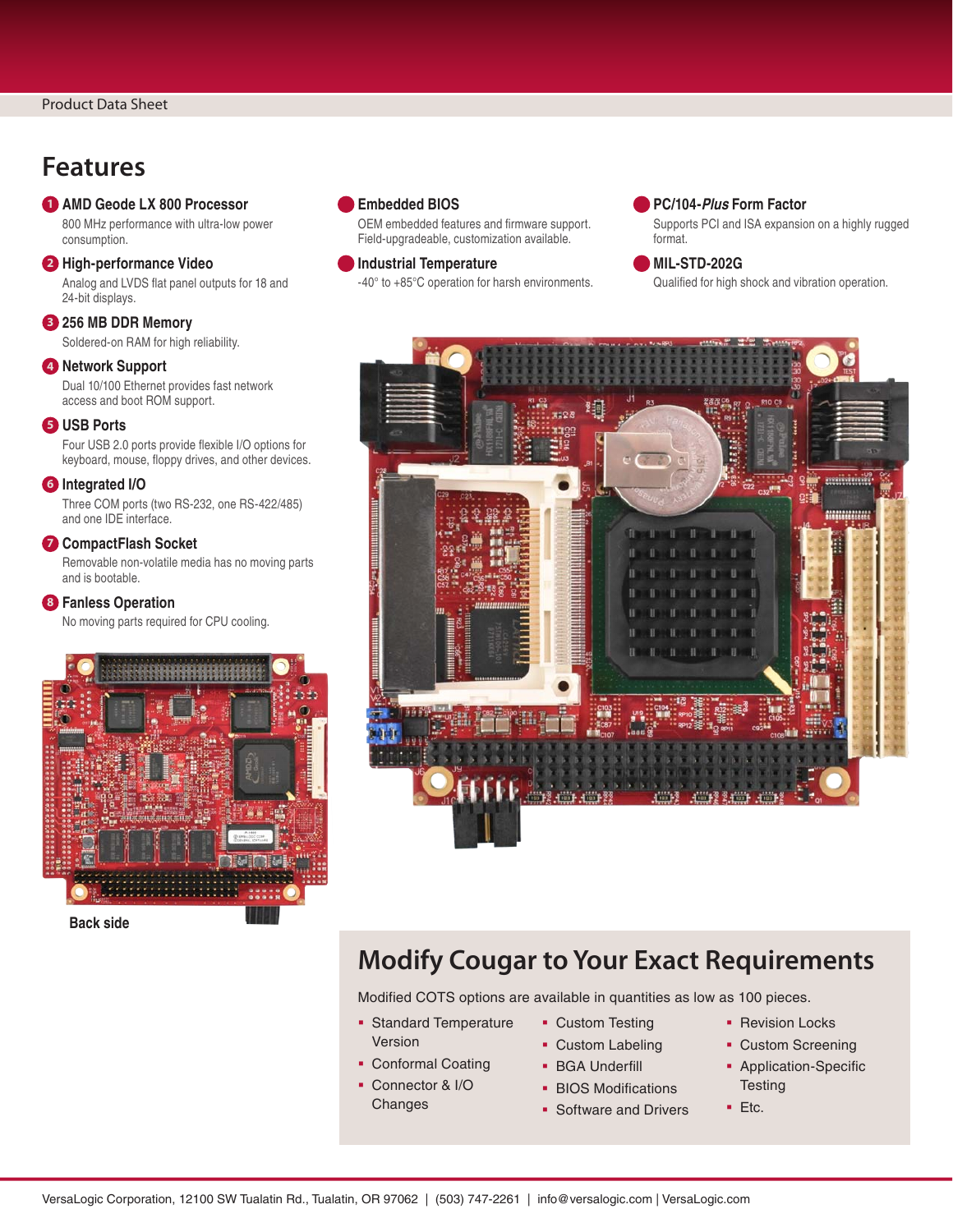## Features

**1 AMD Geode LX 800 Processor**
800 MHz performance with ultra-low power consumption.

**2 High-performance Video**
Analog and LVDS flat panel outputs for 18 and 24-bit displays.

**3 256 MB DDR Memory**
Soldered-on RAM for high reliability.

**4 Network Support**
Dual 10/100 Ethernet provides fast network access and boot ROM support.

**5 USB Ports**
Four USB 2.0 ports provide flexible I/O options for keyboard, mouse, floppy drives, and other devices.

**6 Integrated I/O**
Three COM ports (two RS-232, one RS-422/485) and one IDE interface.

**7 CompactFlash Socket**
Removable non-volatile media has no moving parts and is bootable.

**8 Fanless Operation**
No moving parts required for CPU cooling.

**Embedded BIOS**
OEM embedded features and firmware support. Field-upgradeable, customization available.

**Industrial Temperature**
-40° to +85°C operation for harsh environments.

**PC/104-*Plus* Form Factor**
Supports PCI and ISA expansion on a highly rugged format.

**MIL-STD-202G**
Qualified for high shock and vibration operation.

**Back side**

## Modify Cougar to Your Exact Requirements

Modified COTS options are available in quantities as low as 100 pieces.

- Standard Temperature Version
- Conformal Coating
- Connector & I/O Changes
- Custom Testing
- Custom Labeling
- BGA Underfill
- BIOS Modifications
- Software and Drivers
- Revision Locks
- Custom Screening
- Application-Specific Testing
- Etc.

VersaLogic Corporation, 12100 SW Tualatin Rd., Tualatin, OR 97062 | (503) 747-2261 | info@versalogic.com | VersaLogic.com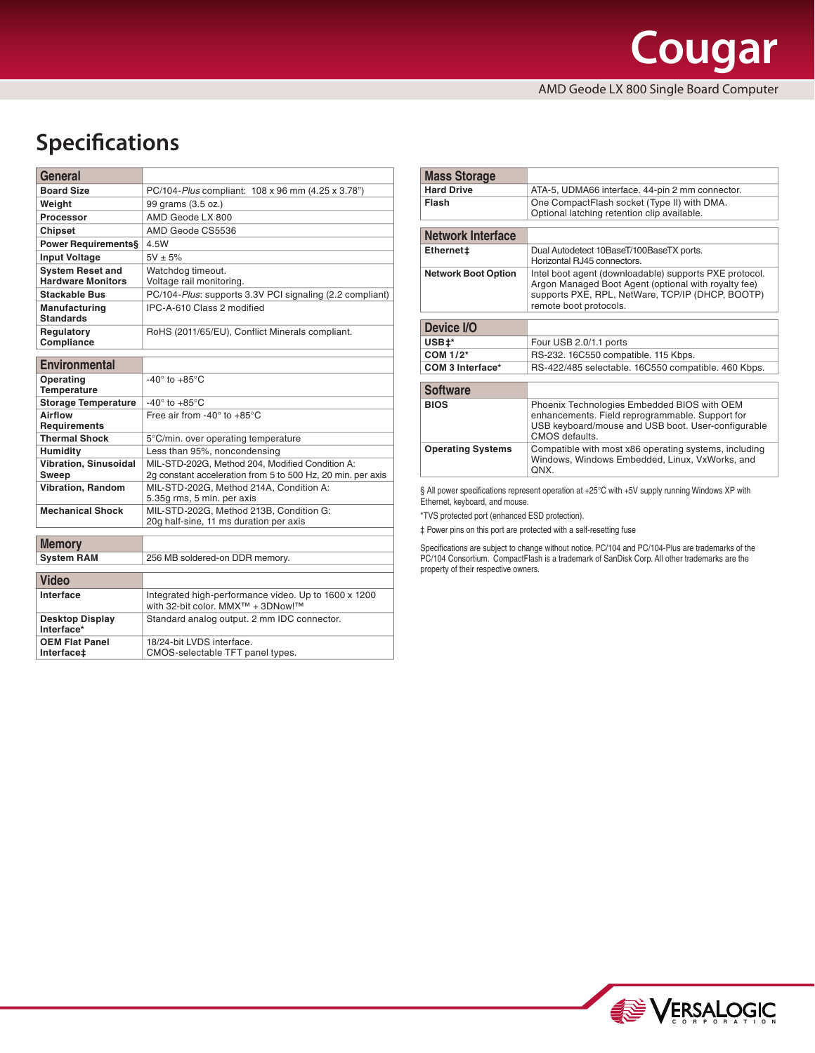## Specifications

| General | |
|---|---|
| **Board Size** | PC/104-*Plus* compliant: 108 x 96 mm (4.25 x 3.78") |
| **Weight** | 99 grams (3.5 oz.) |
| **Processor** | AMD Geode LX 800 |
| **Chipset** | AMD Geode CS5536 |
| **Power Requirements§** | 4.5W |
| **Input Voltage** | 5V ± 5% |
| **System Reset and Hardware Monitors** | Watchdog timeout. Voltage rail monitoring. |
| **Stackable Bus** | PC/104-*Plus*: supports 3.3V PCI signaling (2.2 compliant) |
| **Manufacturing Standards** | IPC-A-610 Class 2 modified |
| **Regulatory Compliance** | RoHS (2011/65/EU), Conflict Minerals compliant. |

| Environmental | |
|---|---|
| **Operating Temperature** | -40° to +85°C |
| **Storage Temperature** | -40° to +85°C |
| **Airflow Requirements** | Free air from -40° to +85°C |
| **Thermal Shock** | 5°C/min. over operating temperature |
| **Humidity** | Less than 95%, noncondensing |
| **Vibration, Sinusoidal Sweep** | MIL-STD-202G, Method 204, Modified Condition A: 2g constant acceleration from 5 to 500 Hz, 20 min. per axis |
| **Vibration, Random** | MIL-STD-202G, Method 214A, Condition A: 5.35g rms, 5 min. per axis |
| **Mechanical Shock** | MIL-STD-202G, Method 213B, Condition G: 20g half-sine, 11 ms duration per axis |

| Memory | |
|---|---|
| **System RAM** | 256 MB soldered-on DDR memory. |

| Video | |
|---|---|
| **Interface** | Integrated high-performance video. Up to 1600 x 1200 with 32-bit color. MMX™ + 3DNow!™ |
| **Desktop Display Interface*** | Standard analog output. 2 mm IDC connector. |
| **OEM Flat Panel Interface‡** | 18/24-bit LVDS interface. CMOS-selectable TFT panel types. |

| Mass Storage | |
|---|---|
| **Hard Drive** | ATA-5, UDMA66 interface. 44-pin 2 mm connector. |
| **Flash** | One CompactFlash socket (Type II) with DMA. Optional latching retention clip available. |

| Network Interface | |
|---|---|
| **Ethernet‡** | Dual Autodetect 10BaseT/100BaseTX ports. Horizontal RJ45 connectors. |
| **Network Boot Option** | Intel boot agent (downloadable) supports PXE protocol. Argon Managed Boot Agent (optional with royalty fee) supports PXE, RPL, NetWare, TCP/IP (DHCP, BOOTP) remote boot protocols. |

| Device I/O | |
|---|---|
| **USB‡*** | Four USB 2.0/1.1 ports |
| **COM 1/2*** | RS-232. 16C550 compatible. 115 Kbps. |
| **COM 3 Interface*** | RS-422/485 selectable. 16C550 compatible. 460 Kbps. |

| Software | |
|---|---|
| **BIOS** | Phoenix Technologies Embedded BIOS with OEM enhancements. Field reprogrammable. Support for USB keyboard/mouse and USB boot. User-configurable CMOS defaults. |
| **Operating Systems** | Compatible with most x86 operating systems, including Windows, Windows Embedded, Linux, VxWorks, and QNX. |

§ All power specifications represent operation at +25°C with +5V supply running Windows XP with Ethernet, keyboard, and mouse.

*TVS protected port (enhanced ESD protection).

‡ Power pins on this port are protected with a self-resetting fuse

Specifications are subject to change without notice. PC/104 and PC/104-Plus are trademarks of the PC/104 Consortium. CompactFlash is a trademark of SanDisk Corp. All other trademarks are the property of their respective owners.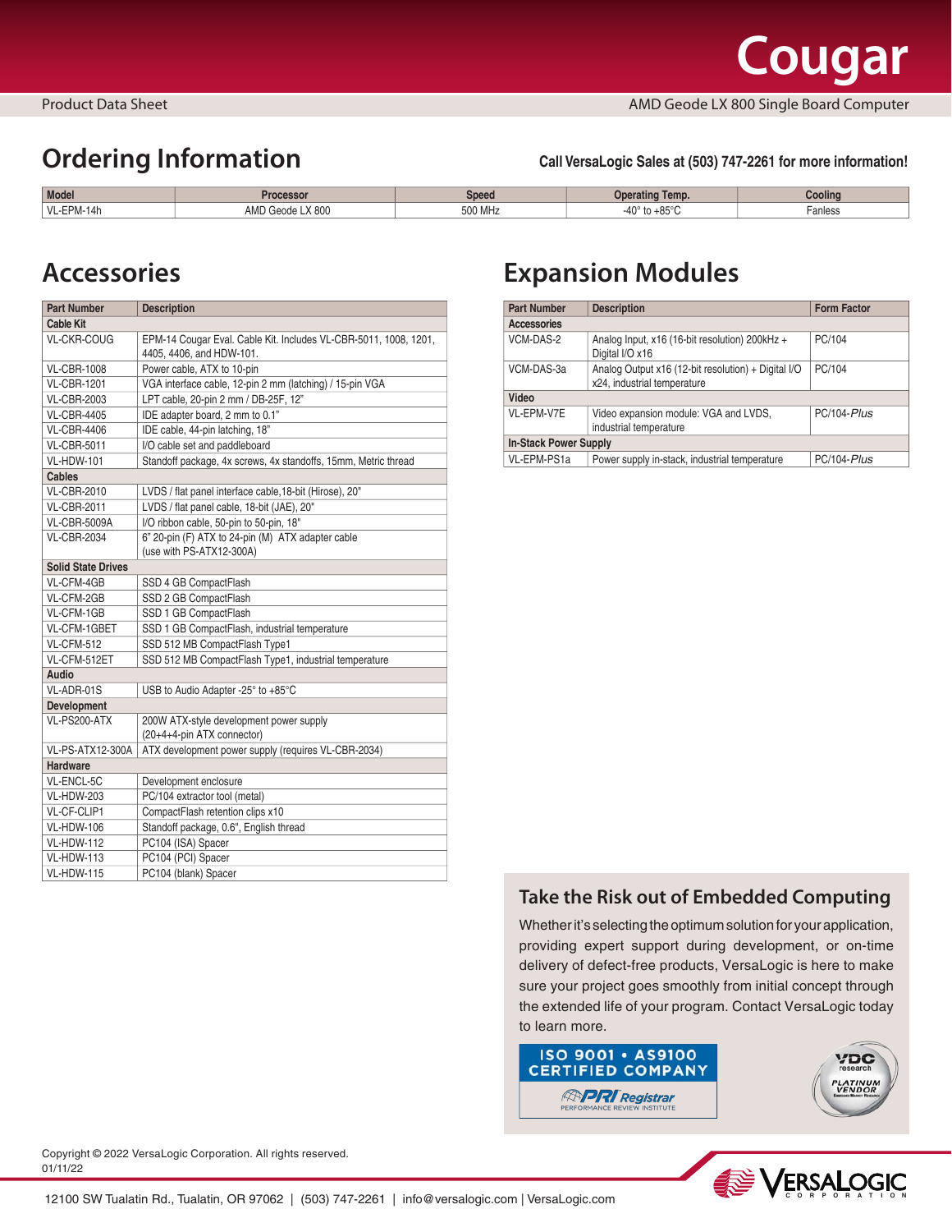## Ordering Information

**Call VersaLogic Sales at (503) 747-2261 for more information!**

| Model | Processor | Speed | Operating Temp. | Cooling |
|---|---|---|---|---|
| VL-EPM-14h | AMD Geode LX 800 | 500 MHz | -40° to +85°C | Fanless |

## Accessories

| Part Number | Description |
|---|---|
| **Cable Kit** | |
| VL-CKR-COUG | EPM-14 Cougar Eval. Cable Kit. Includes VL-CBR-5011, 1008, 1201, 4405, 4406, and HDW-101. |
| VL-CBR-1008 | Power cable, ATX to 10-pin |
| VL-CBR-1201 | VGA interface cable, 12-pin 2 mm (latching) / 15-pin VGA |
| VL-CBR-2003 | LPT cable, 20-pin 2 mm / DB-25F, 12" |
| VL-CBR-4405 | IDE adapter board, 2 mm to 0.1" |
| VL-CBR-4406 | IDE cable, 44-pin latching, 18" |
| VL-CBR-5011 | I/O cable set and paddleboard |
| VL-HDW-101 | Standoff package, 4x screws, 4x standoffs, 15mm, Metric thread |
| **Cables** | |
| VL-CBR-2010 | LVDS / flat panel interface cable,18-bit (Hirose), 20" |
| VL-CBR-2011 | LVDS / flat panel cable, 18-bit (JAE), 20" |
| VL-CBR-5009A | I/O ribbon cable, 50-pin to 50-pin, 18" |
| VL-CBR-2034 | 6" 20-pin (F) ATX to 24-pin (M) ATX adapter cable (use with PS-ATX12-300A) |
| **Solid State Drives** | |
| VL-CFM-4GB | SSD 4 GB CompactFlash |
| VL-CFM-2GB | SSD 2 GB CompactFlash |
| VL-CFM-1GB | SSD 1 GB CompactFlash |
| VL-CFM-1GBET | SSD 1 GB CompactFlash, industrial temperature |
| VL-CFM-512 | SSD 512 MB CompactFlash Type1 |
| VL-CFM-512ET | SSD 512 MB CompactFlash Type1, industrial temperature |
| **Audio** | |
| VL-ADR-01S | USB to Audio Adapter -25° to +85°C |
| **Development** | |
| VL-PS200-ATX | 200W ATX-style development power supply (20+4+4-pin ATX connector) |
| VL-PS-ATX12-300A | ATX development power supply (requires VL-CBR-2034) |
| **Hardware** | |
| VL-ENCL-5C | Development enclosure |
| VL-HDW-203 | PC/104 extractor tool (metal) |
| VL-CF-CLIP1 | CompactFlash retention clips x10 |
| VL-HDW-106 | Standoff package, 0.6", English thread |
| VL-HDW-112 | PC104 (ISA) Spacer |
| VL-HDW-113 | PC104 (PCI) Spacer |
| VL-HDW-115 | PC104 (blank) Spacer |

## Expansion Modules

| Part Number | Description | Form Factor |
|---|---|---|
| **Accessories** | | |
| VCM-DAS-2 | Analog Input, x16 (16-bit resolution) 200kHz + Digital I/O x16 | PC/104 |
| VCM-DAS-3a | Analog Output x16 (12-bit resolution) + Digital I/O x24, industrial temperature | PC/104 |
| **Video** | | |
| VL-EPM-V7E | Video expansion module: VGA and LVDS, industrial temperature | PC/104-*Plus* |
| **In-Stack Power Supply** | | |
| VL-EPM-PS1a | Power supply in-stack, industrial temperature | PC/104-*Plus* |

### Take the Risk out of Embedded Computing

Whether it's selecting the optimum solution for your application, providing expert support during development, or on-time delivery of defect-free products, VersaLogic is here to make sure your project goes smoothly from initial concept through the extended life of your program. Contact VersaLogic today to learn more.

ISO 9001 • AS9100 CERTIFIED COMPANY

PRI Registrar PERFORMANCE REVIEW INSTITUTE

VDC research PLATINUM VENDOR

Copyright © 2022 VersaLogic Corporation. All rights reserved.
01/11/22

12100 SW Tualatin Rd., Tualatin, OR 97062 | (503) 747-2261 | info@versalogic.com | VersaLogic.com